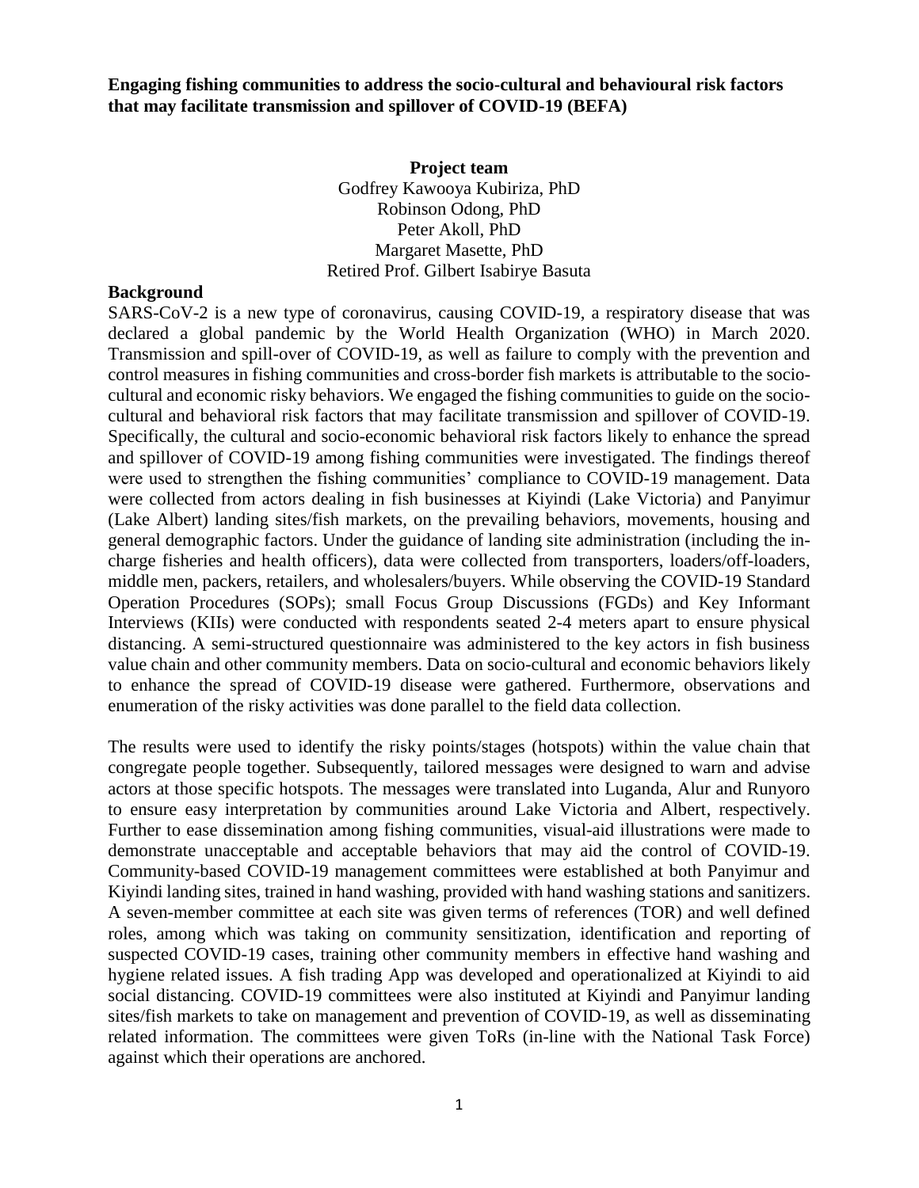**Engaging fishing communities to address the socio-cultural and behavioural risk factors that may facilitate transmission and spillover of COVID-19 (BEFA)**

**Project team**

Godfrey Kawooya Kubiriza, PhD
Robinson Odong, PhD
Peter Akoll, PhD
Margaret Masette, PhD
Retired Prof. Gilbert Isabirye Basuta

## Background

SARS-CoV-2 is a new type of coronavirus, causing COVID-19, a respiratory disease that was declared a global pandemic by the World Health Organization (WHO) in March 2020. Transmission and spill-over of COVID-19, as well as failure to comply with the prevention and control measures in fishing communities and cross-border fish markets is attributable to the socio-cultural and economic risky behaviors. We engaged the fishing communities to guide on the socio-cultural and behavioral risk factors that may facilitate transmission and spillover of COVID-19. Specifically, the cultural and socio-economic behavioral risk factors likely to enhance the spread and spillover of COVID-19 among fishing communities were investigated. The findings thereof were used to strengthen the fishing communities' compliance to COVID-19 management. Data were collected from actors dealing in fish businesses at Kiyindi (Lake Victoria) and Panyimur (Lake Albert) landing sites/fish markets, on the prevailing behaviors, movements, housing and general demographic factors. Under the guidance of landing site administration (including the in-charge fisheries and health officers), data were collected from transporters, loaders/off-loaders, middle men, packers, retailers, and wholesalers/buyers. While observing the COVID-19 Standard Operation Procedures (SOPs); small Focus Group Discussions (FGDs) and Key Informant Interviews (KIIs) were conducted with respondents seated 2-4 meters apart to ensure physical distancing. A semi-structured questionnaire was administered to the key actors in fish business value chain and other community members. Data on socio-cultural and economic behaviors likely to enhance the spread of COVID-19 disease were gathered. Furthermore, observations and enumeration of the risky activities was done parallel to the field data collection.

The results were used to identify the risky points/stages (hotspots) within the value chain that congregate people together. Subsequently, tailored messages were designed to warn and advise actors at those specific hotspots. The messages were translated into Luganda, Alur and Runyoro to ensure easy interpretation by communities around Lake Victoria and Albert, respectively. Further to ease dissemination among fishing communities, visual-aid illustrations were made to demonstrate unacceptable and acceptable behaviors that may aid the control of COVID-19. Community-based COVID-19 management committees were established at both Panyimur and Kiyindi landing sites, trained in hand washing, provided with hand washing stations and sanitizers. A seven-member committee at each site was given terms of references (TOR) and well defined roles, among which was taking on community sensitization, identification and reporting of suspected COVID-19 cases, training other community members in effective hand washing and hygiene related issues. A fish trading App was developed and operationalized at Kiyindi to aid social distancing. COVID-19 committees were also instituted at Kiyindi and Panyimur landing sites/fish markets to take on management and prevention of COVID-19, as well as disseminating related information. The committees were given ToRs (in-line with the National Task Force) against which their operations are anchored.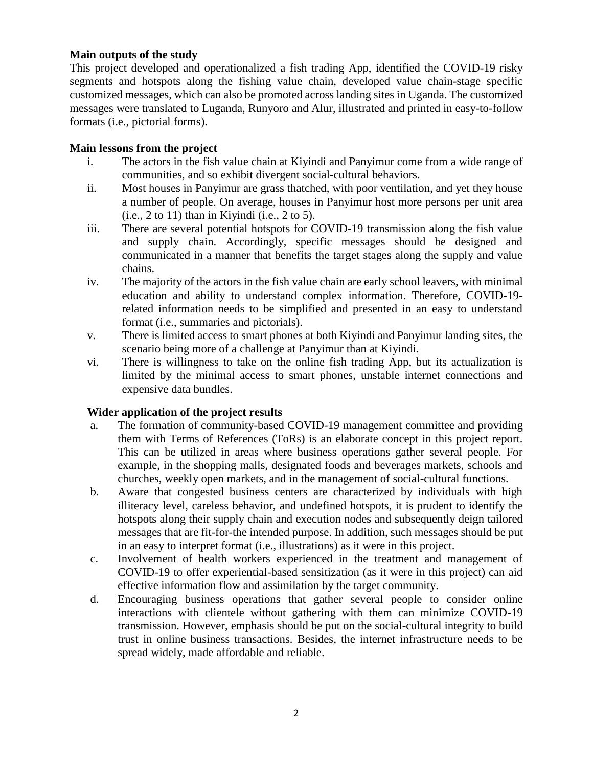**Main outputs of the study**

This project developed and operationalized a fish trading App, identified the COVID-19 risky segments and hotspots along the fishing value chain, developed value chain-stage specific customized messages, which can also be promoted across landing sites in Uganda. The customized messages were translated to Luganda, Runyoro and Alur, illustrated and printed in easy-to-follow formats (i.e., pictorial forms).

**Main lessons from the project**

i. The actors in the fish value chain at Kiyindi and Panyimur come from a wide range of communities, and so exhibit divergent social-cultural behaviors.

ii. Most houses in Panyimur are grass thatched, with poor ventilation, and yet they house a number of people. On average, houses in Panyimur host more persons per unit area (i.e., 2 to 11) than in Kiyindi (i.e., 2 to 5).

iii. There are several potential hotspots for COVID-19 transmission along the fish value and supply chain. Accordingly, specific messages should be designed and communicated in a manner that benefits the target stages along the supply and value chains.

iv. The majority of the actors in the fish value chain are early school leavers, with minimal education and ability to understand complex information. Therefore, COVID-19-related information needs to be simplified and presented in an easy to understand format (i.e., summaries and pictorials).

v. There is limited access to smart phones at both Kiyindi and Panyimur landing sites, the scenario being more of a challenge at Panyimur than at Kiyindi.

vi. There is willingness to take on the online fish trading App, but its actualization is limited by the minimal access to smart phones, unstable internet connections and expensive data bundles.

**Wider application of the project results**

a. The formation of community-based COVID-19 management committee and providing them with Terms of References (ToRs) is an elaborate concept in this project report. This can be utilized in areas where business operations gather several people. For example, in the shopping malls, designated foods and beverages markets, schools and churches, weekly open markets, and in the management of social-cultural functions.

b. Aware that congested business centers are characterized by individuals with high illiteracy level, careless behavior, and undefined hotspots, it is prudent to identify the hotspots along their supply chain and execution nodes and subsequently deign tailored messages that are fit-for-the intended purpose. In addition, such messages should be put in an easy to interpret format (i.e., illustrations) as it were in this project.

c. Involvement of health workers experienced in the treatment and management of COVID-19 to offer experiential-based sensitization (as it were in this project) can aid effective information flow and assimilation by the target community.

d. Encouraging business operations that gather several people to consider online interactions with clientele without gathering with them can minimize COVID-19 transmission. However, emphasis should be put on the social-cultural integrity to build trust in online business transactions. Besides, the internet infrastructure needs to be spread widely, made affordable and reliable.